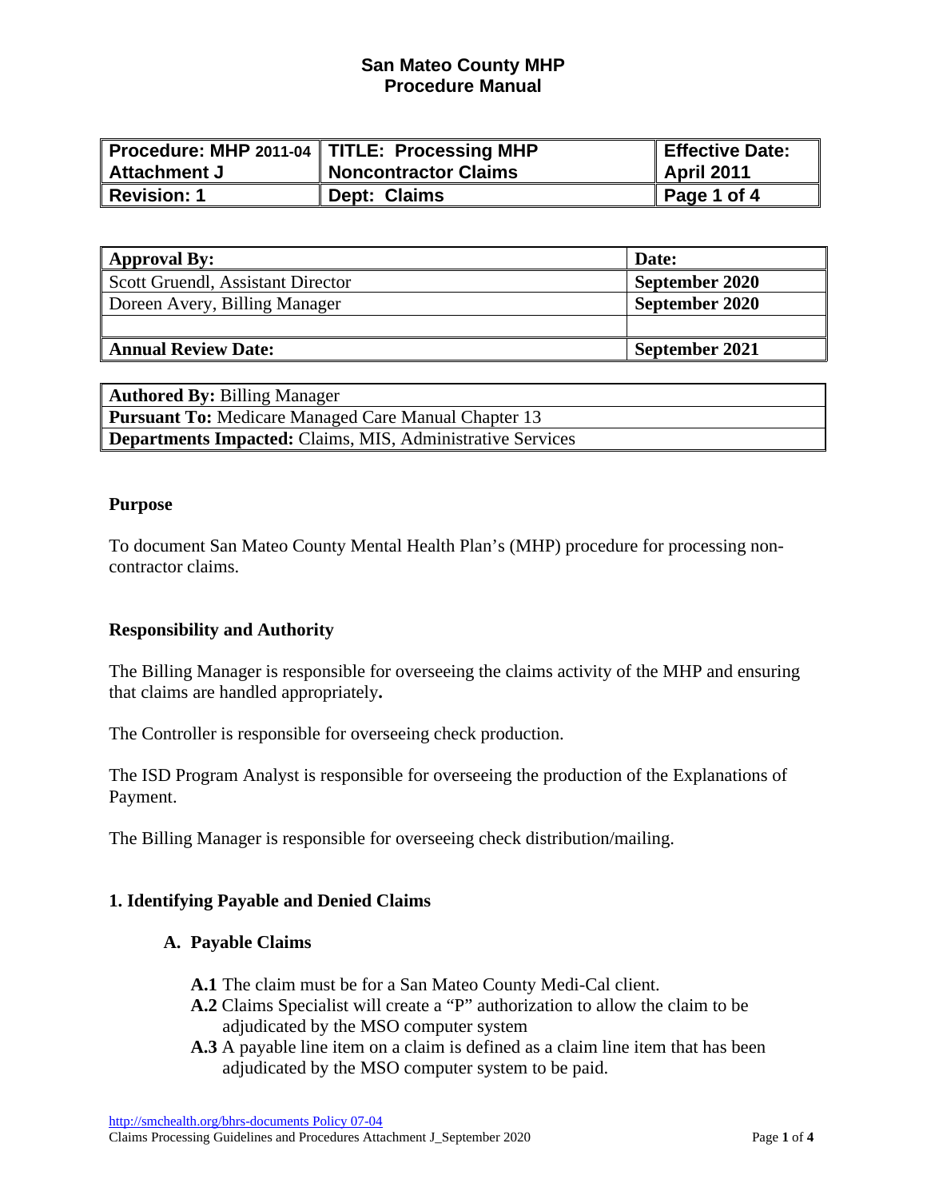# San Mateo County MHP
# Procedure Manual

| Procedure: MHP 2011-04 Attachment J | TITLE: Processing MHP Noncontractor Claims | Effective Date: April 2011 |
|---|---|---|
| Revision: 1 | Dept: Claims | Page 1 of 4 |

| Approval By: | Date: |
|---|---|
| Scott Gruendl, Assistant Director | September 2020 |
| Doreen Avery, Billing Manager | September 2020 |
| | |
| **Annual Review Date:** | **September 2021** |

| |
|---|
| **Authored By:** Billing Manager |
| **Pursuant To:** Medicare Managed Care Manual Chapter 13 |
| **Departments Impacted:** Claims, MIS, Administrative Services |

**Purpose**

To document San Mateo County Mental Health Plan's (MHP) procedure for processing non-contractor claims.

**Responsibility and Authority**

The Billing Manager is responsible for overseeing the claims activity of the MHP and ensuring that claims are handled appropriately**.**

The Controller is responsible for overseeing check production.

The ISD Program Analyst is responsible for overseeing the production of the Explanations of Payment.

The Billing Manager is responsible for overseeing check distribution/mailing.

## 1. Identifying Payable and Denied Claims

### A. Payable Claims

**A.1** The claim must be for a San Mateo County Medi-Cal client.

**A.2** Claims Specialist will create a "P" authorization to allow the claim to be adjudicated by the MSO computer system

**A.3** A payable line item on a claim is defined as a claim line item that has been adjudicated by the MSO computer system to be paid.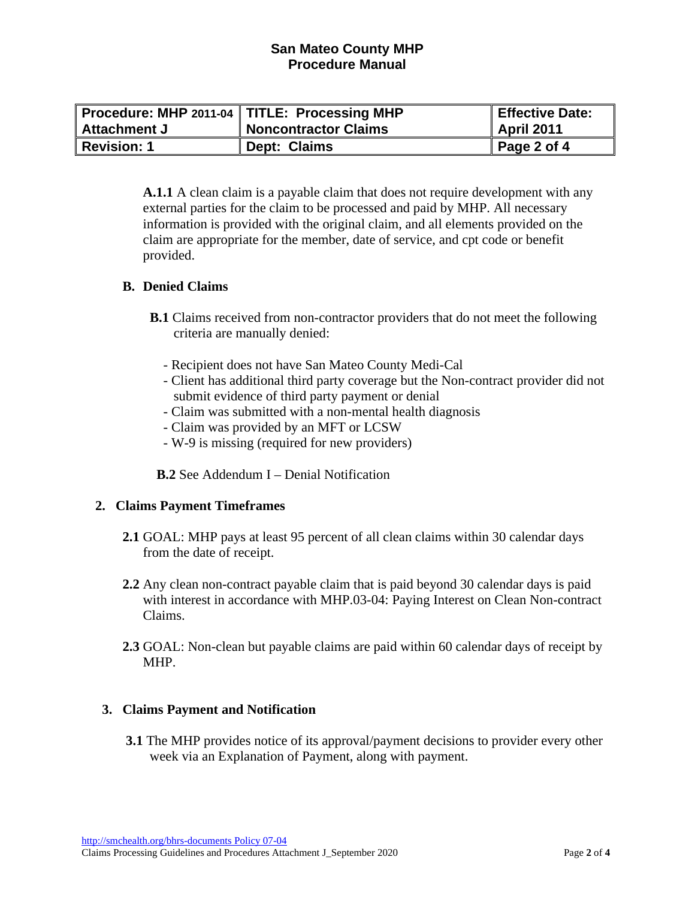| Procedure: MHP 2011-04 Attachment J | TITLE: Processing MHP Noncontractor Claims | Effective Date: April 2011 |
|---|---|---|
| Revision: 1 | Dept: Claims | Page 2 of 4 |

**A.1.1** A clean claim is a payable claim that does not require development with any external parties for the claim to be processed and paid by MHP. All necessary information is provided with the original claim, and all elements provided on the claim are appropriate for the member, date of service, and cpt code or benefit provided.

### B. Denied Claims

**B.1** Claims received from non-contractor providers that do not meet the following criteria are manually denied:

- Recipient does not have San Mateo County Medi-Cal
- Client has additional third party coverage but the Non-contract provider did not submit evidence of third party payment or denial
- Claim was submitted with a non-mental health diagnosis
- Claim was provided by an MFT or LCSW
- W-9 is missing (required for new providers)

**B.2** See Addendum I – Denial Notification

## 2. Claims Payment Timeframes

**2.1** GOAL: MHP pays at least 95 percent of all clean claims within 30 calendar days from the date of receipt.

**2.2** Any clean non-contract payable claim that is paid beyond 30 calendar days is paid with interest in accordance with MHP.03-04: Paying Interest on Clean Non-contract Claims.

**2.3** GOAL: Non-clean but payable claims are paid within 60 calendar days of receipt by MHP.

## 3. Claims Payment and Notification

**3.1** The MHP provides notice of its approval/payment decisions to provider every other week via an Explanation of Payment, along with payment.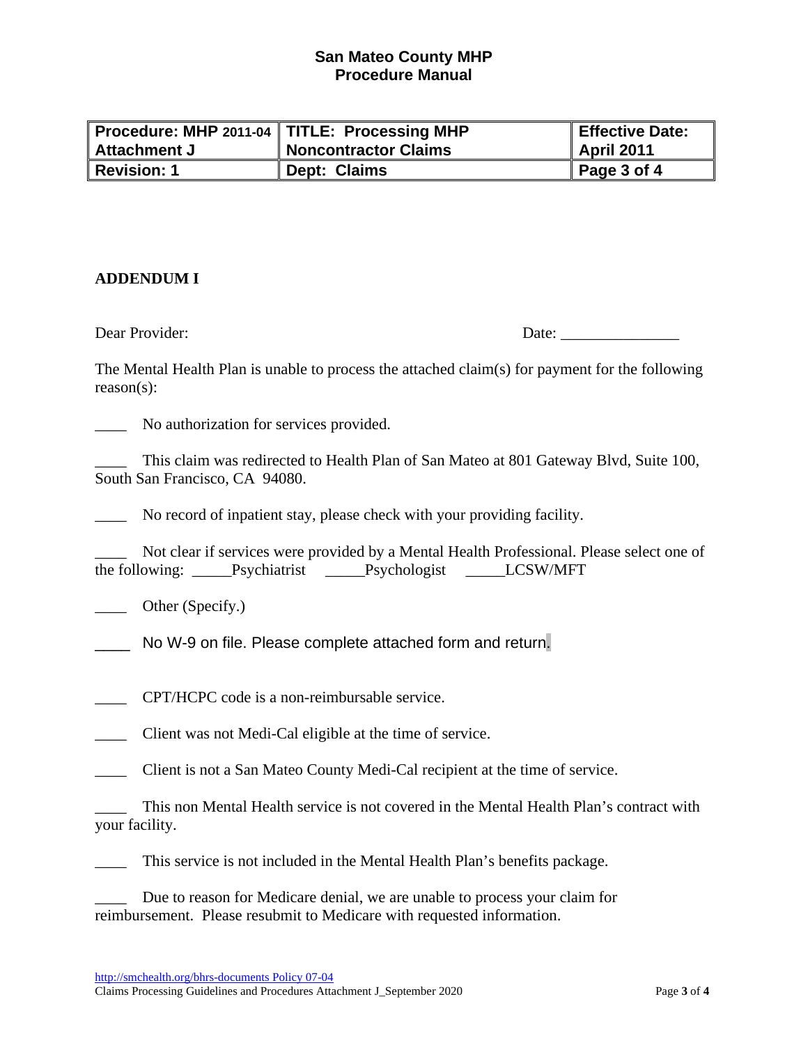**San Mateo County MHP**
**Procedure Manual**

| Procedure: MHP 2011-04 Attachment J | TITLE: Processing MHP Noncontractor Claims | Effective Date: April 2011 |
|---|---|---|
| Revision: 1 | Dept: Claims | Page 3 of 4 |

## ADDENDUM I

Dear Provider: Date: _______________

The Mental Health Plan is unable to process the attached claim(s) for payment for the following reason(s):

____ No authorization for services provided.

____ This claim was redirected to Health Plan of San Mateo at 801 Gateway Blvd, Suite 100, South San Francisco, CA 94080.

____ No record of inpatient stay, please check with your providing facility.

____ Not clear if services were provided by a Mental Health Professional. Please select one of the following: _____Psychiatrist _____Psychologist _____LCSW/MFT

____ Other (Specify.)

____ No W-9 on file. Please complete attached form and return.

____ CPT/HCPC code is a non-reimbursable service.

____ Client was not Medi-Cal eligible at the time of service.

____ Client is not a San Mateo County Medi-Cal recipient at the time of service.

____ This non Mental Health service is not covered in the Mental Health Plan's contract with your facility.

____ This service is not included in the Mental Health Plan's benefits package.

____ Due to reason for Medicare denial, we are unable to process your claim for reimbursement. Please resubmit to Medicare with requested information.

http://smchealth.org/bhrs-documents Policy 07-04
Claims Processing Guidelines and Procedures Attachment J_September 2020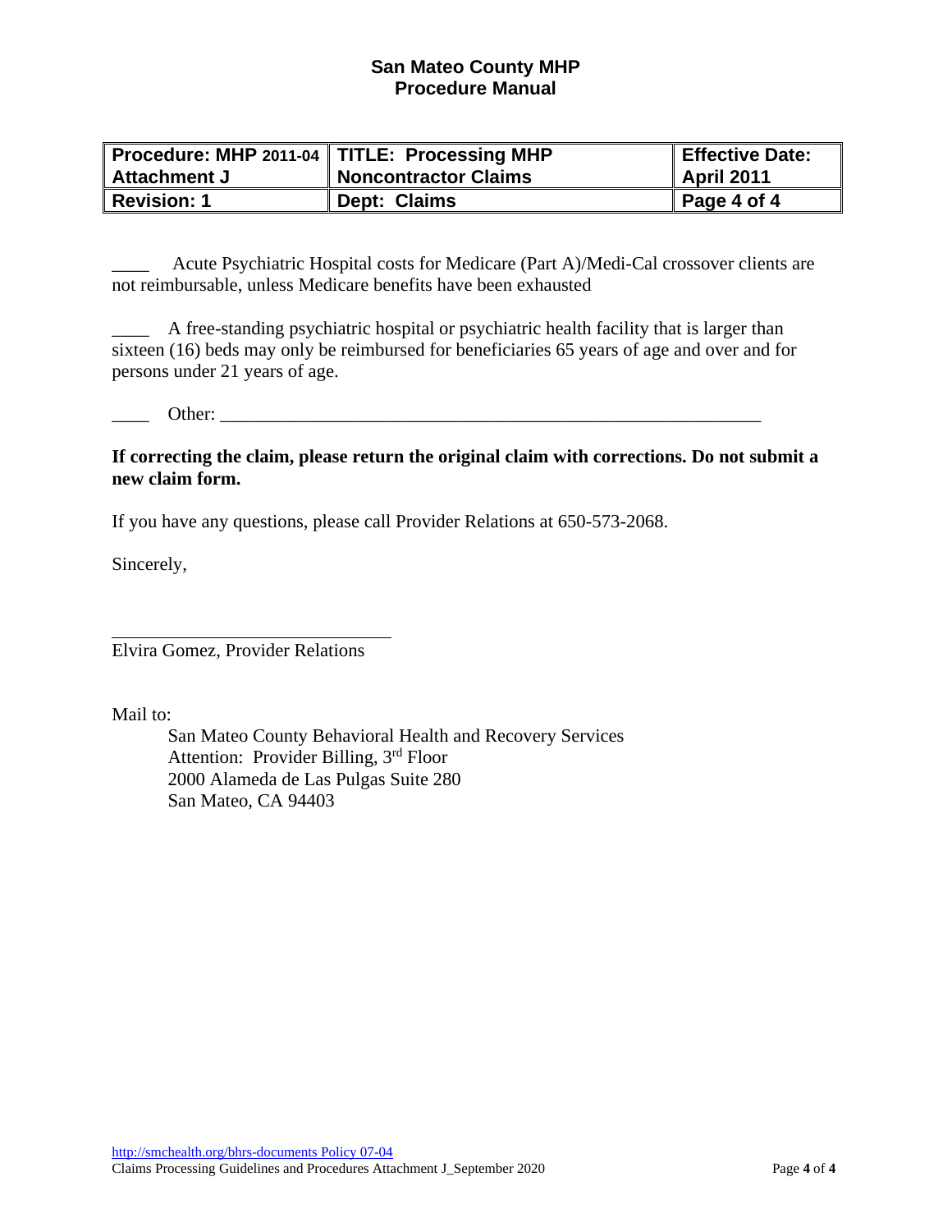____ Acute Psychiatric Hospital costs for Medicare (Part A)/Medi-Cal crossover clients are not reimbursable, unless Medicare benefits have been exhausted

____ A free-standing psychiatric hospital or psychiatric health facility that is larger than sixteen (16) beds may only be reimbursed for beneficiaries 65 years of age and over and for persons under 21 years of age.

____ Other: ____________________________________________________________

**If correcting the claim, please return the original claim with corrections. Do not submit a new claim form.**

If you have any questions, please call Provider Relations at 650-573-2068.

Sincerely,

_______________________________
Elvira Gomez, Provider Relations

Mail to:

San Mateo County Behavioral Health and Recovery Services
Attention: Provider Billing, 3rd Floor
2000 Alameda de Las Pulgas Suite 280
San Mateo, CA 94403